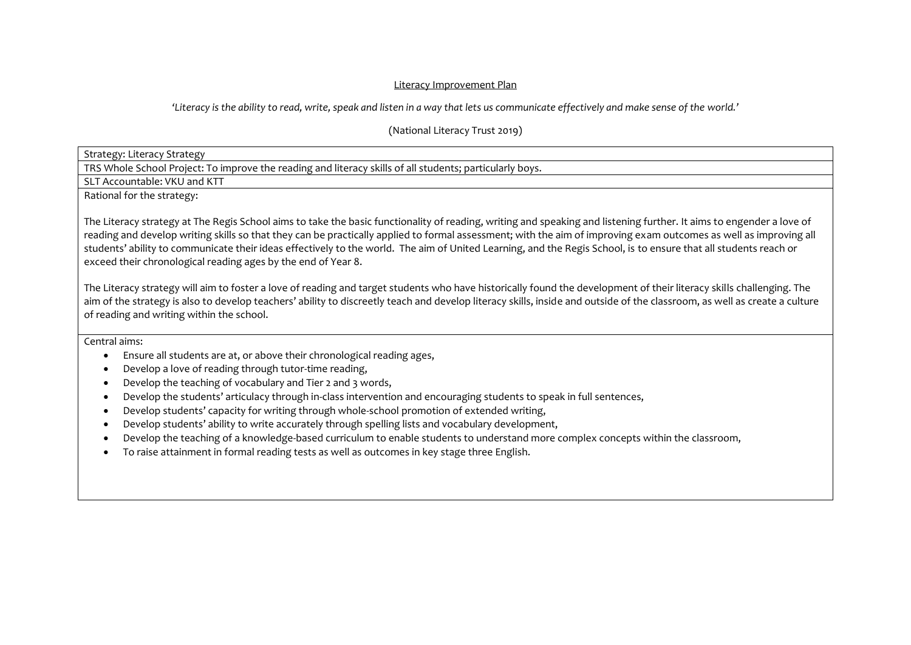# Literacy Improvement Plan

*'Literacy is the ability to read, write, speak and listen in a way that lets us communicate effectively and make sense of the world.'*

(National Literacy Trust 2019)

Strategy: Literacy Strategy

TRS Whole School Project: To improve the reading and literacy skills of all students; particularly boys.

SLT Accountable: VKU and KTT

Rational for the strategy:

The Literacy strategy at The Regis School aims to take the basic functionality of reading, writing and speaking and listening further. It aims to engender a love of reading and develop writing skills so that they can be practically applied to formal assessment; with the aim of improving exam outcomes as well as improving all students' ability to communicate their ideas effectively to the world. The aim of United Learning, and the Regis School, is to ensure that all students reach or exceed their chronological reading ages by the end of Year 8.

The Literacy strategy will aim to foster a love of reading and target students who have historically found the development of their literacy skills challenging. The aim of the strategy is also to develop teachers' ability to discreetly teach and develop literacy skills, inside and outside of the classroom, as well as create a culture of reading and writing within the school.

Central aims:

- Ensure all students are at, or above their chronological reading ages,
- Develop a love of reading through tutor-time reading,
- Develop the teaching of vocabulary and Tier 2 and 3 words,
- Develop the students' articulacy through in-class intervention and encouraging students to speak in full sentences,
- Develop students' capacity for writing through whole-school promotion of extended writing,
- Develop students' ability to write accurately through spelling lists and vocabulary development,
- Develop the teaching of a knowledge-based curriculum to enable students to understand more complex concepts within the classroom,
- To raise attainment in formal reading tests as well as outcomes in key stage three English.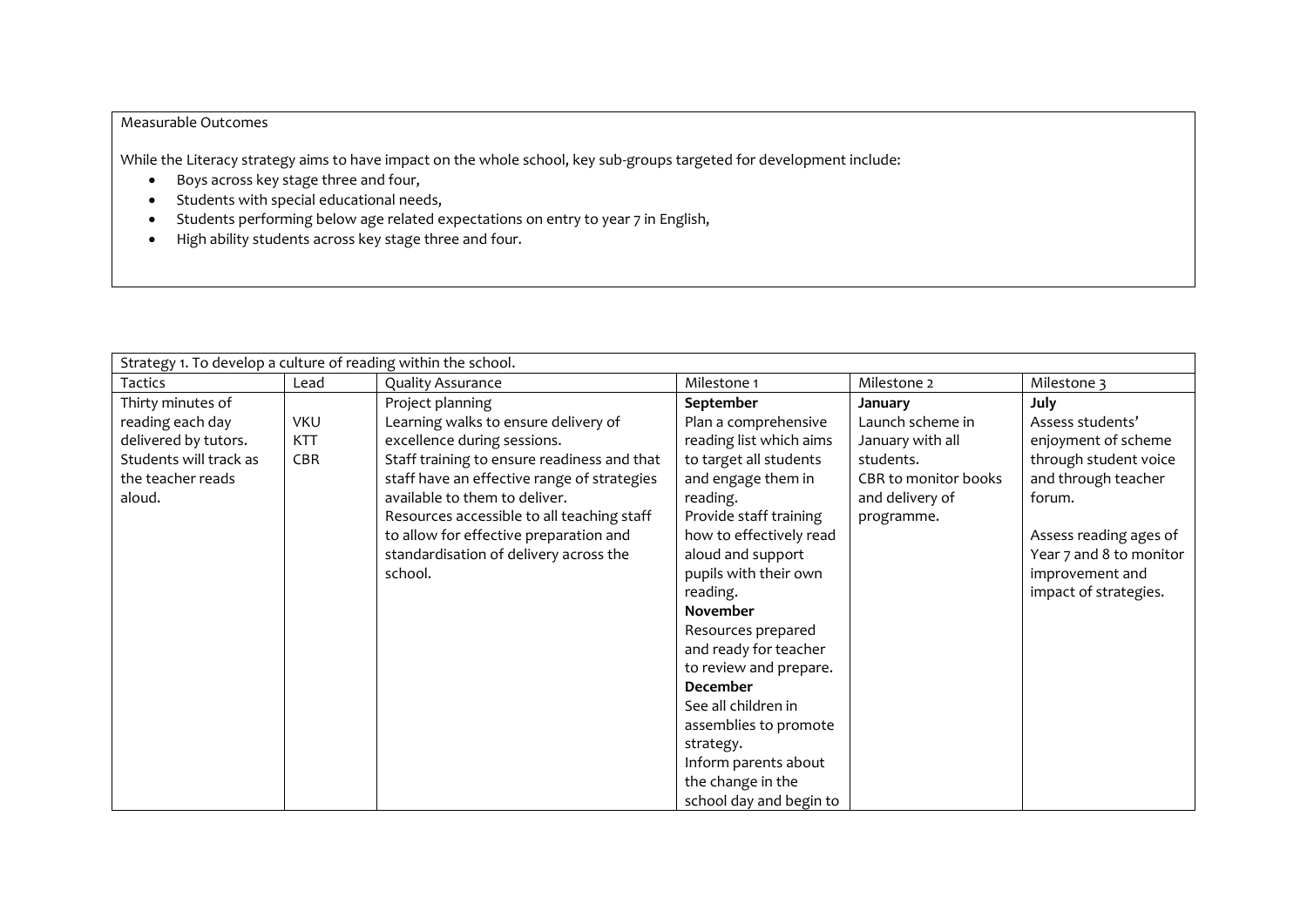Measurable Outcomes

While the Literacy strategy aims to have impact on the whole school, key sub-groups targeted for development include:

- Boys across key stage three and four,
- Students with special educational needs,
- Students performing below age related expectations on entry to year 7 in English,
- High ability students across key stage three and four.

| Strategy 1. To develop a culture of reading within the school. | | | | | |
|---|---|---|---|---|---|
| Tactics | Lead | Quality Assurance | Milestone 1 | Milestone 2 | Milestone 3 |
| Thirty minutes of reading each day delivered by tutors. Students will track as the teacher reads aloud. | VKU<br>KTT<br>CBR | Project planning<br>Learning walks to ensure delivery of excellence during sessions.<br>Staff training to ensure readiness and that staff have an effective range of strategies available to them to deliver.<br>Resources accessible to all teaching staff to allow for effective preparation and standardisation of delivery across the school. | **September**<br>Plan a comprehensive reading list which aims to target all students and engage them in reading.<br>Provide staff training how to effectively read aloud and support pupils with their own reading.<br>**November**<br>Resources prepared and ready for teacher to review and prepare.<br>**December**<br>See all children in assemblies to promote strategy.<br>Inform parents about the change in the school day and begin to | **January**<br>Launch scheme in January with all students.<br>CBR to monitor books and delivery of programme. | **July**<br>Assess students' enjoyment of scheme through student voice and through teacher forum.<br><br>Assess reading ages of Year 7 and 8 to monitor improvement and impact of strategies. |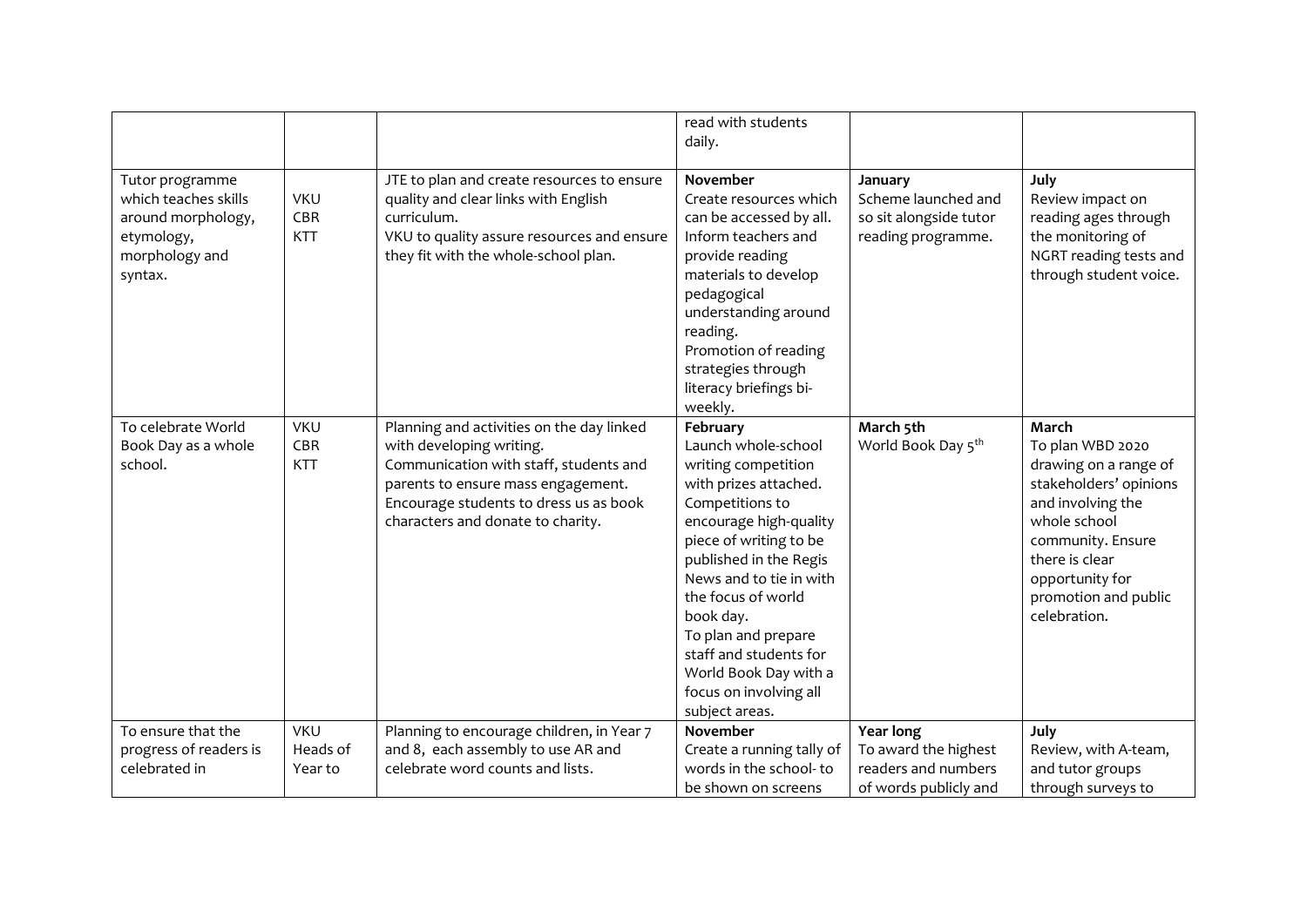| | | | read with students daily. | | |
|---|---|---|---|---|---|
| Tutor programme which teaches skills around morphology, etymology, morphology and syntax. | VKU CBR KTT | JTE to plan and create resources to ensure quality and clear links with English curriculum. VKU to quality assure resources and ensure they fit with the whole-school plan. | **November** Create resources which can be accessed by all. Inform teachers and provide reading materials to develop pedagogical understanding around reading. Promotion of reading strategies through literacy briefings bi-weekly. | **January** Scheme launched and so sit alongside tutor reading programme. | **July** Review impact on reading ages through the monitoring of NGRT reading tests and through student voice. |
| To celebrate World Book Day as a whole school. | VKU CBR KTT | Planning and activities on the day linked with developing writing. Communication with staff, students and parents to ensure mass engagement. Encourage students to dress us as book characters and donate to charity. | **February** Launch whole-school writing competition with prizes attached. Competitions to encourage high-quality piece of writing to be published in the Regis News and to tie in with the focus of world book day. To plan and prepare staff and students for World Book Day with a focus on involving all subject areas. | **March 5th** World Book Day 5th | **March** To plan WBD 2020 drawing on a range of stakeholders' opinions and involving the whole school community. Ensure there is clear opportunity for promotion and public celebration. |
| To ensure that the progress of readers is celebrated in | VKU Heads of Year to | Planning to encourage children, in Year 7 and 8, each assembly to use AR and celebrate word counts and lists. | **November** Create a running tally of words in the school- to be shown on screens | **Year long** To award the highest readers and numbers of words publicly and | **July** Review, with A-team, and tutor groups through surveys to |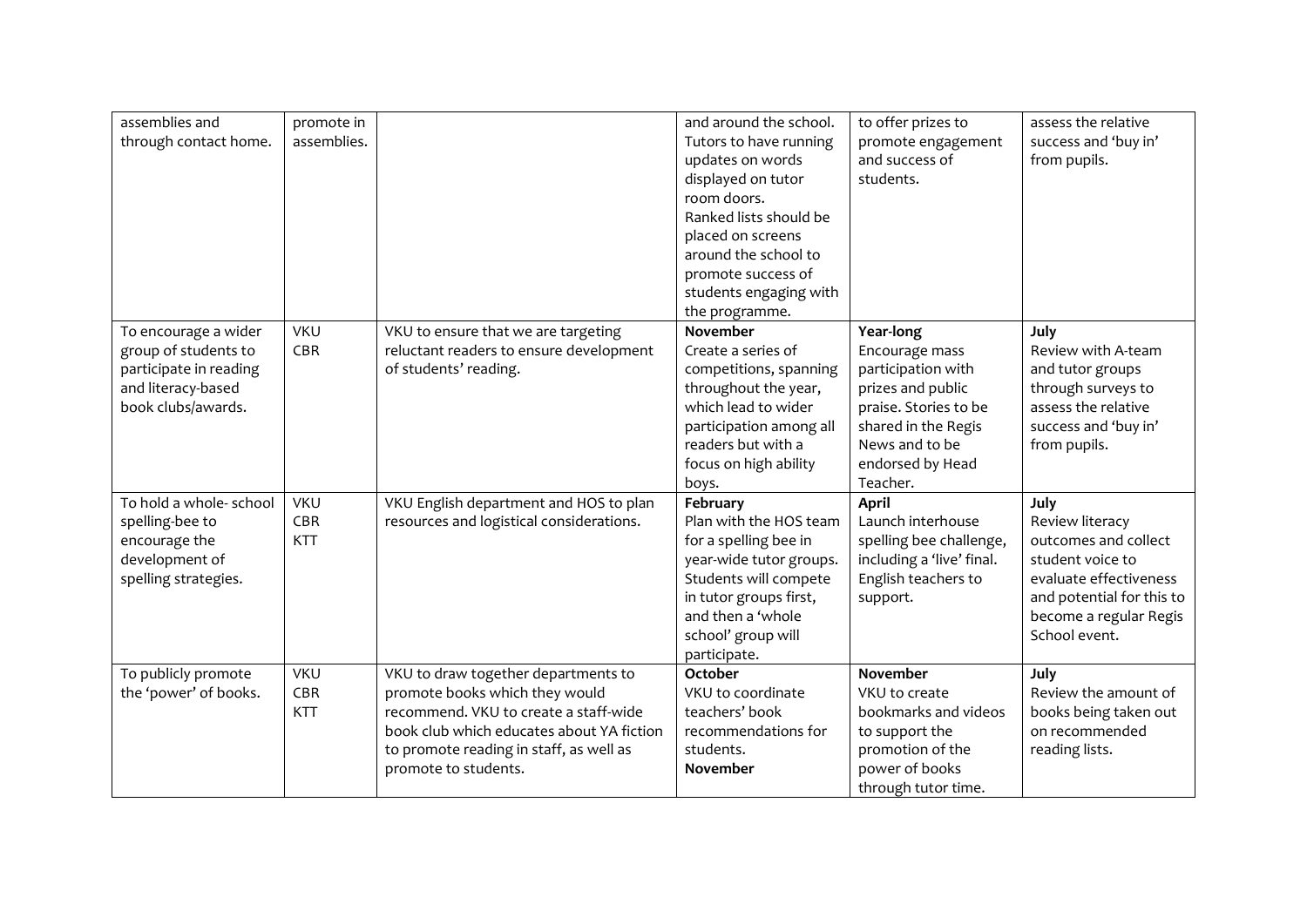| | | | | | |
|---|---|---|---|---|---|
| assemblies and through contact home. | promote in assemblies. | | and around the school. Tutors to have running updates on words displayed on tutor room doors. Ranked lists should be placed on screens around the school to promote success of students engaging with the programme. | to offer prizes to promote engagement and success of students. | assess the relative success and 'buy in' from pupils. |
| To encourage a wider group of students to participate in reading and literacy-based book clubs/awards. | VKU CBR | VKU to ensure that we are targeting reluctant readers to ensure development of students' reading. | **November** Create a series of competitions, spanning throughout the year, which lead to wider participation among all readers but with a focus on high ability boys. | **Year-long** Encourage mass participation with prizes and public praise. Stories to be shared in the Regis News and to be endorsed by Head Teacher. | **July** Review with A-team and tutor groups through surveys to assess the relative success and 'buy in' from pupils. |
| To hold a whole- school spelling-bee to encourage the development of spelling strategies. | VKU CBR KTT | VKU English department and HOS to plan resources and logistical considerations. | **February** Plan with the HOS team for a spelling bee in year-wide tutor groups. Students will compete in tutor groups first, and then a 'whole school' group will participate. | **April** Launch interhouse spelling bee challenge, including a 'live' final. English teachers to support. | **July** Review literacy outcomes and collect student voice to evaluate effectiveness and potential for this to become a regular Regis School event. |
| To publicly promote the 'power' of books. | VKU CBR KTT | VKU to draw together departments to promote books which they would recommend. VKU to create a staff-wide book club which educates about YA fiction to promote reading in staff, as well as promote to students. | **October** VKU to coordinate teachers' book recommendations for students. **November** | **November** VKU to create bookmarks and videos to support the promotion of the power of books through tutor time. | **July** Review the amount of books being taken out on recommended reading lists. |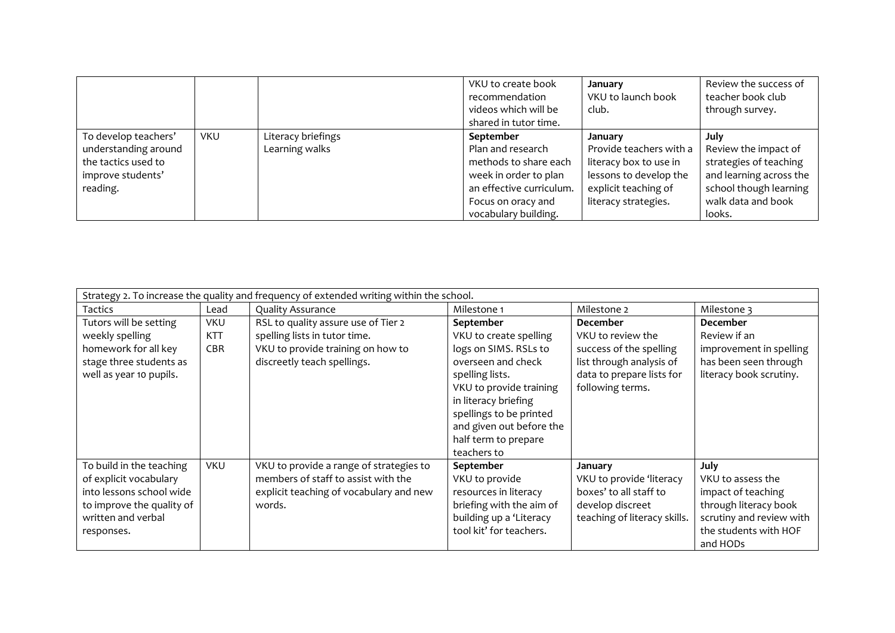| | | | | | |
|---|---|---|---|---|---|
| | | | VKU to create book recommendation videos which will be shared in tutor time. | **January** VKU to launch book club. | Review the success of teacher book club through survey. |
| To develop teachers' understanding around the tactics used to improve students' reading. | VKU | Literacy briefings Learning walks | **September** Plan and research methods to share each week in order to plan an effective curriculum. Focus on oracy and vocabulary building. | **January** Provide teachers with a literacy box to use in lessons to develop the explicit teaching of literacy strategies. | **July** Review the impact of strategies of teaching and learning across the school though learning walk data and book looks. |

| Strategy 2. To increase the quality and frequency of extended writing within the school. | | | | | |
|---|---|---|---|---|---|
| Tactics | Lead | Quality Assurance | Milestone 1 | Milestone 2 | Milestone 3 |
| Tutors will be setting weekly spelling homework for all key stage three students as well as year 10 pupils. | VKU KTT CBR | RSL to quality assure use of Tier 2 spelling lists in tutor time. VKU to provide training on how to discreetly teach spellings. | **September** VKU to create spelling logs on SIMS. RSLs to overseen and check spelling lists. VKU to provide training in literacy briefing spellings to be printed and given out before the half term to prepare teachers to | **December** VKU to review the success of the spelling list through analysis of data to prepare lists for following terms. | **December** Review if an improvement in spelling has been seen through literacy book scrutiny. |
| To build in the teaching of explicit vocabulary into lessons school wide to improve the quality of written and verbal responses. | VKU | VKU to provide a range of strategies to members of staff to assist with the explicit teaching of vocabulary and new words. | **September** VKU to provide resources in literacy briefing with the aim of building up a 'Literacy tool kit' for teachers. | **January** VKU to provide 'literacy boxes' to all staff to develop discreet teaching of literacy skills. | **July** VKU to assess the impact of teaching through literacy book scrutiny and review with the students with HOF and HODs |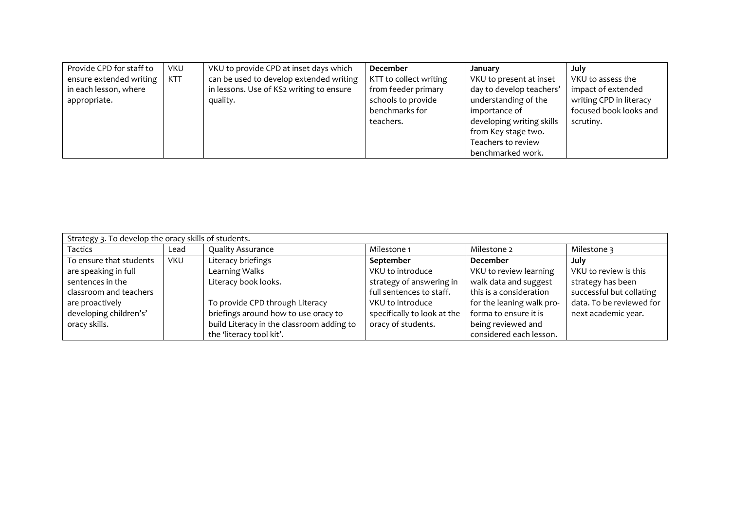| | | | | | |
|---|---|---|---|---|---|
| Provide CPD for staff to ensure extended writing in each lesson, where appropriate. | VKU KTT | VKU to provide CPD at inset days which can be used to develop extended writing in lessons. Use of KS2 writing to ensure quality. | **December** KTT to collect writing from feeder primary schools to provide benchmarks for teachers. | **January** VKU to present at inset day to develop teachers' understanding of the importance of developing writing skills from Key stage two. Teachers to review benchmarked work. | **July** VKU to assess the impact of extended writing CPD in literacy focused book looks and scrutiny. |

| Strategy 3. To develop the oracy skills of students. | | | | | |
|---|---|---|---|---|---|
| Tactics | Lead | Quality Assurance | Milestone 1 | Milestone 2 | Milestone 3 |
| To ensure that students are speaking in full sentences in the classroom and teachers are proactively developing children's' oracy skills. | VKU | Literacy briefings<br>Learning Walks<br>Literacy book looks.<br><br>To provide CPD through Literacy briefings around how to use oracy to build Literacy in the classroom adding to the 'literacy tool kit'. | **September** VKU to introduce strategy of answering in full sentences to staff. VKU to introduce specifically to look at the oracy of students. | **December** VKU to review learning walk data and suggest this is a consideration for the leaning walk pro-forma to ensure it is being reviewed and considered each lesson. | **July** VKU to review is this strategy has been successful but collating data. To be reviewed for next academic year. |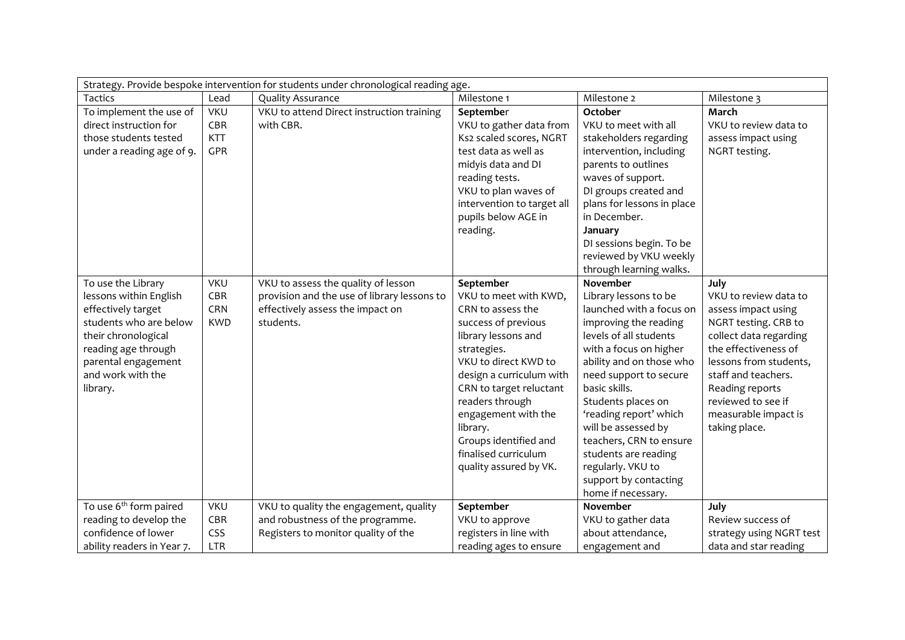| Strategy. Provide bespoke intervention for students under chronological reading age. | | | | | |
|---|---|---|---|---|---|
| Tactics | Lead | Quality Assurance | Milestone 1 | Milestone 2 | Milestone 3 |
| To implement the use of direct instruction for those students tested under a reading age of 9. | VKU CBR KTT GPR | VKU to attend Direct instruction training with CBR. | **September** VKU to gather data from Ks2 scaled scores, NGRT test data as well as midyis data and DI reading tests. VKU to plan waves of intervention to target all pupils below AGE in reading. | **October** VKU to meet with all stakeholders regarding intervention, including parents to outlines waves of support. DI groups created and plans for lessons in place in December. **January** DI sessions begin. To be reviewed by VKU weekly through learning walks. | **March** VKU to review data to assess impact using NGRT testing. |
| To use the Library lessons within English effectively target students who are below their chronological reading age through parental engagement and work with the library. | VKU CBR CRN KWD | VKU to assess the quality of lesson provision and the use of library lessons to effectively assess the impact on students. | **September** VKU to meet with KWD, CRN to assess the success of previous library lessons and strategies. VKU to direct KWD to design a curriculum with CRN to target reluctant readers through engagement with the library. Groups identified and finalised curriculum quality assured by VK. | **November** Library lessons to be launched with a focus on improving the reading levels of all students with a focus on higher ability and on those who need support to secure basic skills. Students places on 'reading report' which will be assessed by teachers, CRN to ensure students are reading regularly. VKU to support by contacting home if necessary. | **July** VKU to review data to assess impact using NGRT testing. CRB to collect data regarding the effectiveness of lessons from students, staff and teachers. Reading reports reviewed to see if measurable impact is taking place. |
| To use 6th form paired reading to develop the confidence of lower ability readers in Year 7. | VKU CBR CSS LTR | VKU to quality the engagement, quality and robustness of the programme. Registers to monitor quality of the | **September** VKU to approve registers in line with reading ages to ensure | **November** VKU to gather data about attendance, engagement and | **July** Review success of strategy using NGRT test data and star reading |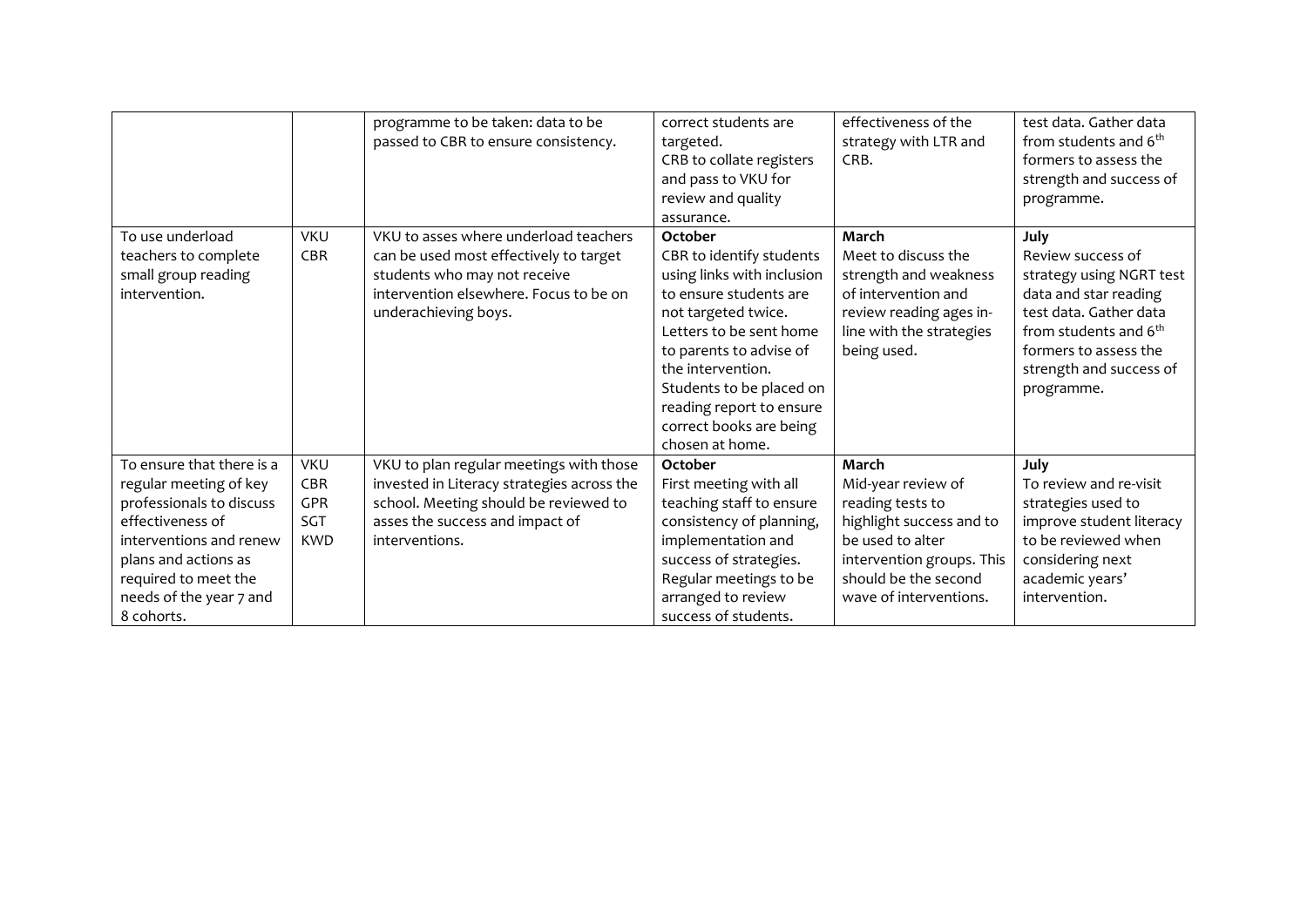| | | | | | |
|---|---|---|---|---|---|
| | | programme to be taken: data to be passed to CBR to ensure consistency. | correct students are targeted.<br>CRB to collate registers and pass to VKU for review and quality assurance. | effectiveness of the strategy with LTR and CRB. | test data. Gather data from students and 6th formers to assess the strength and success of programme. |
| To use underload teachers to complete small group reading intervention. | VKU<br>CBR | VKU to asses where underload teachers can be used most effectively to target students who may not receive intervention elsewhere. Focus to be on underachieving boys. | **October**<br>CBR to identify students using links with inclusion to ensure students are not targeted twice.<br>Letters to be sent home to parents to advise of the intervention.<br>Students to be placed on reading report to ensure correct books are being chosen at home. | **March**<br>Meet to discuss the strength and weakness of intervention and review reading ages in-line with the strategies being used. | **July**<br>Review success of strategy using NGRT test data and star reading test data. Gather data from students and 6th formers to assess the strength and success of programme. |
| To ensure that there is a regular meeting of key professionals to discuss effectiveness of interventions and renew plans and actions as required to meet the needs of the year 7 and 8 cohorts. | VKU<br>CBR<br>GPR<br>SGT<br>KWD | VKU to plan regular meetings with those invested in Literacy strategies across the school. Meeting should be reviewed to asses the success and impact of interventions. | **October**<br>First meeting with all teaching staff to ensure consistency of planning, implementation and success of strategies.<br>Regular meetings to be arranged to review success of students. | **March**<br>Mid-year review of reading tests to highlight success and to be used to alter intervention groups. This should be the second wave of interventions. | **July**<br>To review and re-visit strategies used to improve student literacy to be reviewed when considering next academic years' intervention. |